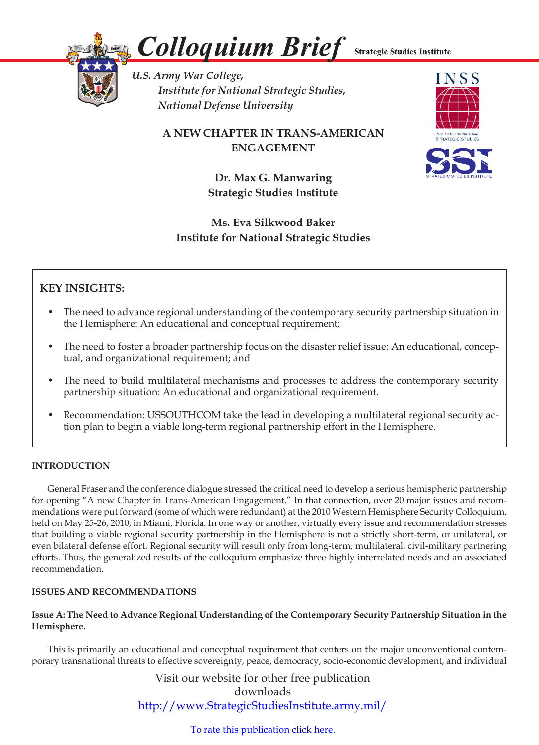# Colloquium Brief

Strategic Studies Institute

*U.S. Army War College,*
*Institute for National Strategic Studies,*
*National Defense University*

## A NEW CHAPTER IN TRANS-AMERICAN ENGAGEMENT

**Dr. Max G. Manwaring**
**Strategic Studies Institute**

**Ms. Eva Silkwood Baker**
**Institute for National Strategic Studies**

### KEY INSIGHTS:

- The need to advance regional understanding of the contemporary security partnership situation in the Hemisphere: An educational and conceptual requirement;
- The need to foster a broader partnership focus on the disaster relief issue: An educational, conceptual, and organizational requirement; and
- The need to build multilateral mechanisms and processes to address the contemporary security partnership situation: An educational and organizational requirement.
- Recommendation: USSOUTHCOM take the lead in developing a multilateral regional security action plan to begin a viable long-term regional partnership effort in the Hemisphere.

### INTRODUCTION

General Fraser and the conference dialogue stressed the critical need to develop a serious hemispheric partnership for opening "A new Chapter in Trans-American Engagement." In that connection, over 20 major issues and recommendations were put forward (some of which were redundant) at the 2010 Western Hemisphere Security Colloquium, held on May 25-26, 2010, in Miami, Florida. In one way or another, virtually every issue and recommendation stresses that building a viable regional security partnership in the Hemisphere is not a strictly short-term, or unilateral, or even bilateral defense effort. Regional security will result only from long-term, multilateral, civil-military partnering efforts. Thus, the generalized results of the colloquium emphasize three highly interrelated needs and an associated recommendation.

### ISSUES AND RECOMMENDATIONS

**Issue A: The Need to Advance Regional Understanding of the Contemporary Security Partnership Situation in the Hemisphere.**

This is primarily an educational and conceptual requirement that centers on the major unconventional contemporary transnational threats to effective sovereignty, peace, democracy, socio-economic development, and individual

Visit our website for other free publication downloads
http://www.StrategicStudiesInstitute.army.mil/

To rate this publication click here.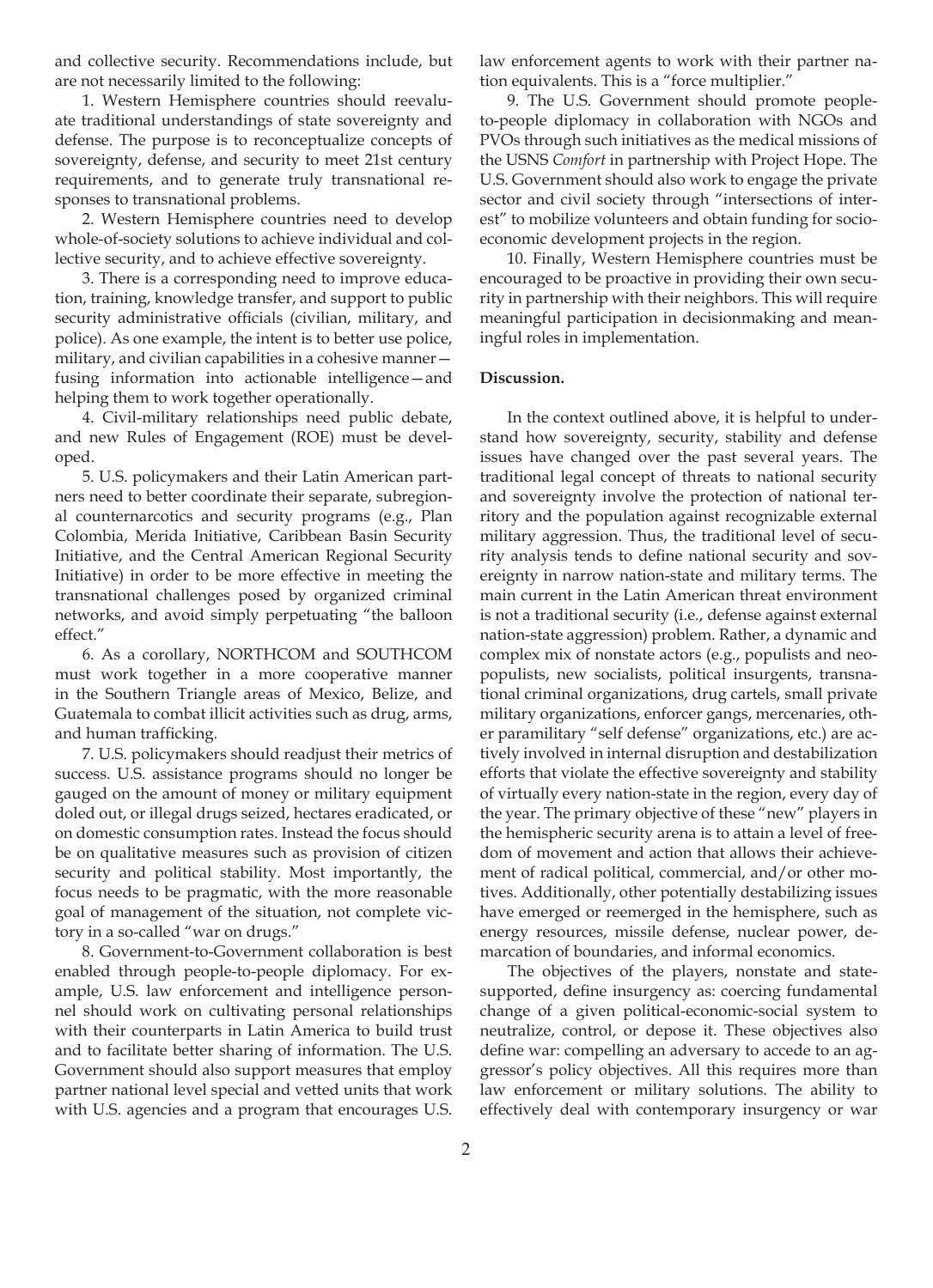and collective security. Recommendations include, but are not necessarily limited to the following:

1. Western Hemisphere countries should reevaluate traditional understandings of state sovereignty and defense. The purpose is to reconceptualize concepts of sovereignty, defense, and security to meet 21st century requirements, and to generate truly transnational responses to transnational problems.

2. Western Hemisphere countries need to develop whole-of-society solutions to achieve individual and collective security, and to achieve effective sovereignty.

3. There is a corresponding need to improve education, training, knowledge transfer, and support to public security administrative officials (civilian, military, and police). As one example, the intent is to better use police, military, and civilian capabilities in a cohesive manner—fusing information into actionable intelligence—and helping them to work together operationally.

4. Civil-military relationships need public debate, and new Rules of Engagement (ROE) must be developed.

5. U.S. policymakers and their Latin American partners need to better coordinate their separate, subregional counternarcotics and security programs (e.g., Plan Colombia, Merida Initiative, Caribbean Basin Security Initiative, and the Central American Regional Security Initiative) in order to be more effective in meeting the transnational challenges posed by organized criminal networks, and avoid simply perpetuating "the balloon effect."

6. As a corollary, NORTHCOM and SOUTHCOM must work together in a more cooperative manner in the Southern Triangle areas of Mexico, Belize, and Guatemala to combat illicit activities such as drug, arms, and human trafficking.

7. U.S. policymakers should readjust their metrics of success. U.S. assistance programs should no longer be gauged on the amount of money or military equipment doled out, or illegal drugs seized, hectares eradicated, or on domestic consumption rates. Instead the focus should be on qualitative measures such as provision of citizen security and political stability. Most importantly, the focus needs to be pragmatic, with the more reasonable goal of management of the situation, not complete victory in a so-called "war on drugs."

8. Government-to-Government collaboration is best enabled through people-to-people diplomacy. For example, U.S. law enforcement and intelligence personnel should work on cultivating personal relationships with their counterparts in Latin America to build trust and to facilitate better sharing of information. The U.S. Government should also support measures that employ partner national level special and vetted units that work with U.S. agencies and a program that encourages U.S. law enforcement agents to work with their partner nation equivalents. This is a "force multiplier."

9. The U.S. Government should promote people-to-people diplomacy in collaboration with NGOs and PVOs through such initiatives as the medical missions of the USNS *Comfort* in partnership with Project Hope. The U.S. Government should also work to engage the private sector and civil society through "intersections of interest" to mobilize volunteers and obtain funding for socioeconomic development projects in the region.

10. Finally, Western Hemisphere countries must be encouraged to be proactive in providing their own security in partnership with their neighbors. This will require meaningful participation in decisionmaking and meaningful roles in implementation.

**Discussion.**

In the context outlined above, it is helpful to understand how sovereignty, security, stability and defense issues have changed over the past several years. The traditional legal concept of threats to national security and sovereignty involve the protection of national territory and the population against recognizable external military aggression. Thus, the traditional level of security analysis tends to define national security and sovereignty in narrow nation-state and military terms. The main current in the Latin American threat environment is not a traditional security (i.e., defense against external nation-state aggression) problem. Rather, a dynamic and complex mix of nonstate actors (e.g., populists and neopopulists, new socialists, political insurgents, transnational criminal organizations, drug cartels, small private military organizations, enforcer gangs, mercenaries, other paramilitary "self defense" organizations, etc.) are actively involved in internal disruption and destabilization efforts that violate the effective sovereignty and stability of virtually every nation-state in the region, every day of the year. The primary objective of these "new" players in the hemispheric security arena is to attain a level of freedom of movement and action that allows their achievement of radical political, commercial, and/or other motives. Additionally, other potentially destabilizing issues have emerged or reemerged in the hemisphere, such as energy resources, missile defense, nuclear power, demarcation of boundaries, and informal economics.

The objectives of the players, nonstate and state-supported, define insurgency as: coercing fundamental change of a given political-economic-social system to neutralize, control, or depose it. These objectives also define war: compelling an adversary to accede to an aggressor's policy objectives. All this requires more than law enforcement or military solutions. The ability to effectively deal with contemporary insurgency or war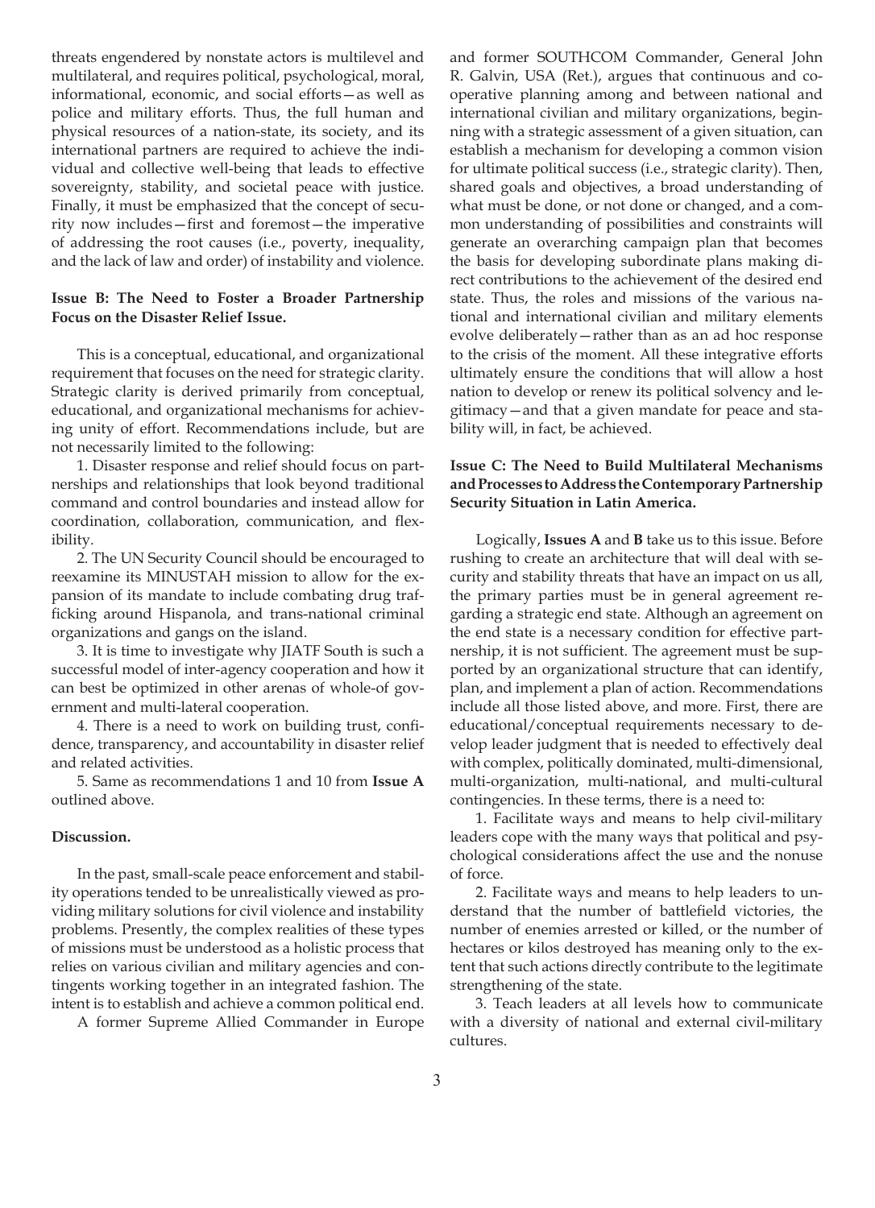threats engendered by nonstate actors is multilevel and multilateral, and requires political, psychological, moral, informational, economic, and social efforts—as well as police and military efforts. Thus, the full human and physical resources of a nation-state, its society, and its international partners are required to achieve the individual and collective well-being that leads to effective sovereignty, stability, and societal peace with justice. Finally, it must be emphasized that the concept of security now includes—first and foremost—the imperative of addressing the root causes (i.e., poverty, inequality, and the lack of law and order) of instability and violence.

**Issue B: The Need to Foster a Broader Partnership Focus on the Disaster Relief Issue.**

This is a conceptual, educational, and organizational requirement that focuses on the need for strategic clarity. Strategic clarity is derived primarily from conceptual, educational, and organizational mechanisms for achieving unity of effort. Recommendations include, but are not necessarily limited to the following:

1. Disaster response and relief should focus on partnerships and relationships that look beyond traditional command and control boundaries and instead allow for coordination, collaboration, communication, and flexibility.

2. The UN Security Council should be encouraged to reexamine its MINUSTAH mission to allow for the expansion of its mandate to include combating drug trafficking around Hispanola, and trans-national criminal organizations and gangs on the island.

3. It is time to investigate why JIATF South is such a successful model of inter-agency cooperation and how it can best be optimized in other arenas of whole-of government and multi-lateral cooperation.

4. There is a need to work on building trust, confidence, transparency, and accountability in disaster relief and related activities.

5. Same as recommendations 1 and 10 from **Issue A** outlined above.

**Discussion.**

In the past, small-scale peace enforcement and stability operations tended to be unrealistically viewed as providing military solutions for civil violence and instability problems. Presently, the complex realities of these types of missions must be understood as a holistic process that relies on various civilian and military agencies and contingents working together in an integrated fashion. The intent is to establish and achieve a common political end.

A former Supreme Allied Commander in Europe and former SOUTHCOM Commander, General John R. Galvin, USA (Ret.), argues that continuous and cooperative planning among and between national and international civilian and military organizations, beginning with a strategic assessment of a given situation, can establish a mechanism for developing a common vision for ultimate political success (i.e., strategic clarity). Then, shared goals and objectives, a broad understanding of what must be done, or not done or changed, and a common understanding of possibilities and constraints will generate an overarching campaign plan that becomes the basis for developing subordinate plans making direct contributions to the achievement of the desired end state. Thus, the roles and missions of the various national and international civilian and military elements evolve deliberately—rather than as an ad hoc response to the crisis of the moment. All these integrative efforts ultimately ensure the conditions that will allow a host nation to develop or renew its political solvency and legitimacy—and that a given mandate for peace and stability will, in fact, be achieved.

**Issue C: The Need to Build Multilateral Mechanisms and Processes to Address the Contemporary Partnership Security Situation in Latin America.**

Logically, **Issues A** and **B** take us to this issue. Before rushing to create an architecture that will deal with security and stability threats that have an impact on us all, the primary parties must be in general agreement regarding a strategic end state. Although an agreement on the end state is a necessary condition for effective partnership, it is not sufficient. The agreement must be supported by an organizational structure that can identify, plan, and implement a plan of action. Recommendations include all those listed above, and more. First, there are educational/conceptual requirements necessary to develop leader judgment that is needed to effectively deal with complex, politically dominated, multi-dimensional, multi-organization, multi-national, and multi-cultural contingencies. In these terms, there is a need to:

1. Facilitate ways and means to help civil-military leaders cope with the many ways that political and psychological considerations affect the use and the nonuse of force.

2. Facilitate ways and means to help leaders to understand that the number of battlefield victories, the number of enemies arrested or killed, or the number of hectares or kilos destroyed has meaning only to the extent that such actions directly contribute to the legitimate strengthening of the state.

3. Teach leaders at all levels how to communicate with a diversity of national and external civil-military cultures.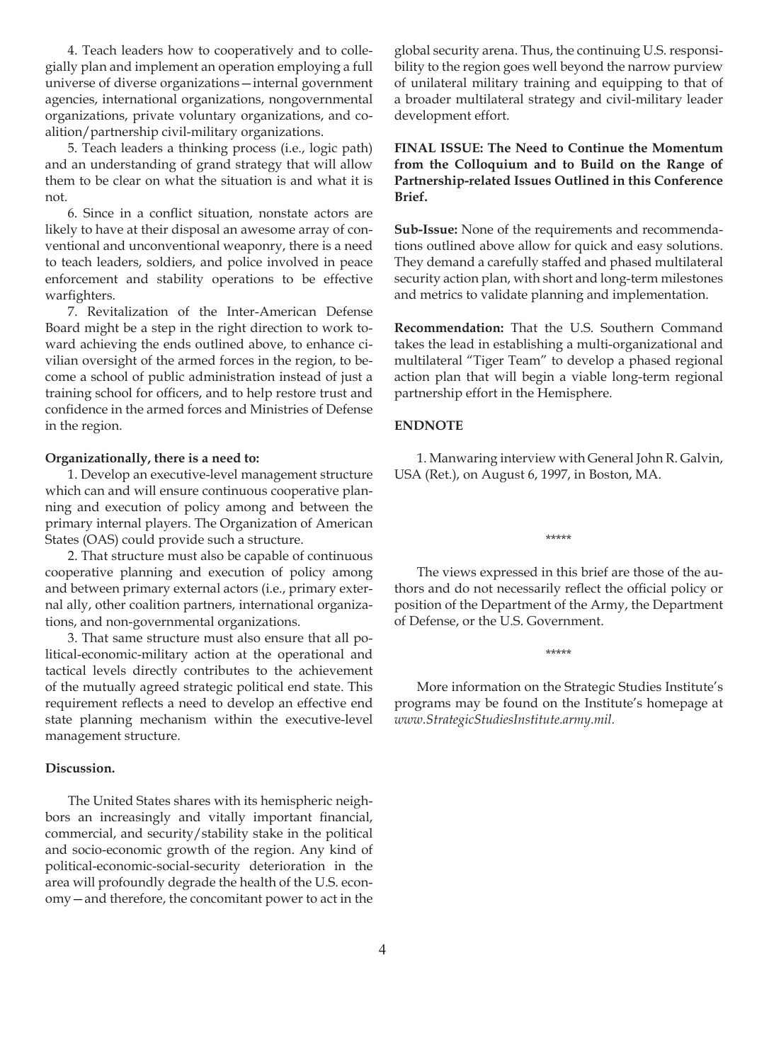4. Teach leaders how to cooperatively and to collegially plan and implement an operation employing a full universe of diverse organizations—internal government agencies, international organizations, nongovernmental organizations, private voluntary organizations, and coalition/partnership civil-military organizations.

5. Teach leaders a thinking process (i.e., logic path) and an understanding of grand strategy that will allow them to be clear on what the situation is and what it is not.

6. Since in a conflict situation, nonstate actors are likely to have at their disposal an awesome array of conventional and unconventional weaponry, there is a need to teach leaders, soldiers, and police involved in peace enforcement and stability operations to be effective warfighters.

7. Revitalization of the Inter-American Defense Board might be a step in the right direction to work toward achieving the ends outlined above, to enhance civilian oversight of the armed forces in the region, to become a school of public administration instead of just a training school for officers, and to help restore trust and confidence in the armed forces and Ministries of Defense in the region.

**Organizationally, there is a need to:**

1. Develop an executive-level management structure which can and will ensure continuous cooperative planning and execution of policy among and between the primary internal players. The Organization of American States (OAS) could provide such a structure.

2. That structure must also be capable of continuous cooperative planning and execution of policy among and between primary external actors (i.e., primary external ally, other coalition partners, international organizations, and non-governmental organizations.

3. That same structure must also ensure that all political-economic-military action at the operational and tactical levels directly contributes to the achievement of the mutually agreed strategic political end state. This requirement reflects a need to develop an effective end state planning mechanism within the executive-level management structure.

**Discussion.**

The United States shares with its hemispheric neighbors an increasingly and vitally important financial, commercial, and security/stability stake in the political and socio-economic growth of the region. Any kind of political-economic-social-security deterioration in the area will profoundly degrade the health of the U.S. economy—and therefore, the concomitant power to act in the global security arena. Thus, the continuing U.S. responsibility to the region goes well beyond the narrow purview of unilateral military training and equipping to that of a broader multilateral strategy and civil-military leader development effort.

**FINAL ISSUE: The Need to Continue the Momentum from the Colloquium and to Build on the Range of Partnership-related Issues Outlined in this Conference Brief.**

**Sub-Issue:** None of the requirements and recommendations outlined above allow for quick and easy solutions. They demand a carefully staffed and phased multilateral security action plan, with short and long-term milestones and metrics to validate planning and implementation.

**Recommendation:** That the U.S. Southern Command takes the lead in establishing a multi-organizational and multilateral "Tiger Team" to develop a phased regional action plan that will begin a viable long-term regional partnership effort in the Hemisphere.

**ENDNOTE**

1. Manwaring interview with General John R. Galvin, USA (Ret.), on August 6, 1997, in Boston, MA.

\*\*\*\*\*

The views expressed in this brief are those of the authors and do not necessarily reflect the official policy or position of the Department of the Army, the Department of Defense, or the U.S. Government.

\*\*\*\*\*

More information on the Strategic Studies Institute's programs may be found on the Institute's homepage at *www.StrategicStudiesInstitute.army.mil.*